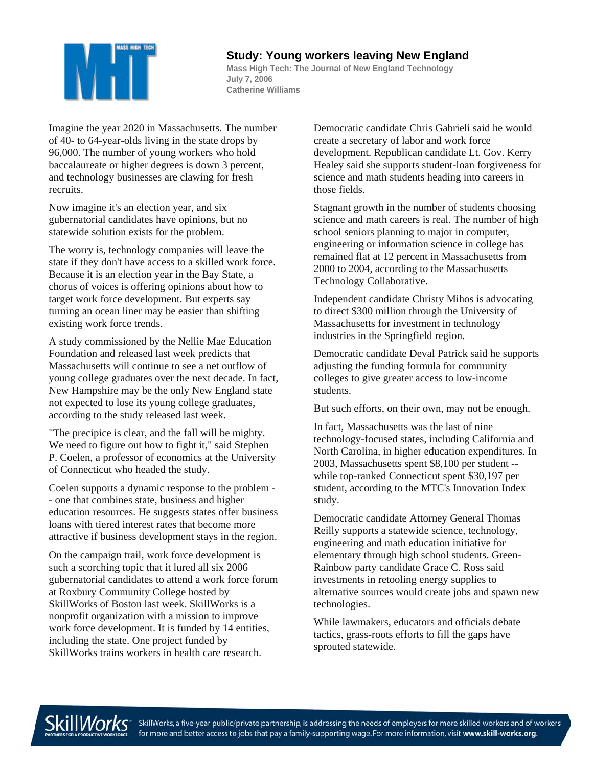# Study: Young workers leaving New England

**Mass High Tech: The Journal of New England Technology**
**July 7, 2006**
**Catherine Williams**

Imagine the year 2020 in Massachusetts. The number of 40- to 64-year-olds living in the state drops by 96,000. The number of young workers who hold baccalaureate or higher degrees is down 3 percent, and technology businesses are clawing for fresh recruits.

Now imagine it's an election year, and six gubernatorial candidates have opinions, but no statewide solution exists for the problem.

The worry is, technology companies will leave the state if they don't have access to a skilled work force. Because it is an election year in the Bay State, a chorus of voices is offering opinions about how to target work force development. But experts say turning an ocean liner may be easier than shifting existing work force trends.

A study commissioned by the Nellie Mae Education Foundation and released last week predicts that Massachusetts will continue to see a net outflow of young college graduates over the next decade. In fact, New Hampshire may be the only New England state not expected to lose its young college graduates, according to the study released last week.

"The precipice is clear, and the fall will be mighty. We need to figure out how to fight it," said Stephen P. Coelen, a professor of economics at the University of Connecticut who headed the study.

Coelen supports a dynamic response to the problem -- one that combines state, business and higher education resources. He suggests states offer business loans with tiered interest rates that become more attractive if business development stays in the region.

On the campaign trail, work force development is such a scorching topic that it lured all six 2006 gubernatorial candidates to attend a work force forum at Roxbury Community College hosted by SkillWorks of Boston last week. SkillWorks is a nonprofit organization with a mission to improve work force development. It is funded by 14 entities, including the state. One project funded by SkillWorks trains workers in health care research.

Democratic candidate Chris Gabrieli said he would create a secretary of labor and work force development. Republican candidate Lt. Gov. Kerry Healey said she supports student-loan forgiveness for science and math students heading into careers in those fields.

Stagnant growth in the number of students choosing science and math careers is real. The number of high school seniors planning to major in computer, engineering or information science in college has remained flat at 12 percent in Massachusetts from 2000 to 2004, according to the Massachusetts Technology Collaborative.

Independent candidate Christy Mihos is advocating to direct $300 million through the University of Massachusetts for investment in technology industries in the Springfield region.

Democratic candidate Deval Patrick said he supports adjusting the funding formula for community colleges to give greater access to low-income students.

But such efforts, on their own, may not be enough.

In fact, Massachusetts was the last of nine technology-focused states, including California and North Carolina, in higher education expenditures. In 2003, Massachusetts spent $8,100 per student -- while top-ranked Connecticut spent $30,197 per student, according to the MTC's Innovation Index study.

Democratic candidate Attorney General Thomas Reilly supports a statewide science, technology, engineering and math education initiative for elementary through high school students. Green-Rainbow party candidate Grace C. Ross said investments in retooling energy supplies to alternative sources would create jobs and spawn new technologies.

While lawmakers, educators and officials debate tactics, grass-roots efforts to fill the gaps have sprouted statewide.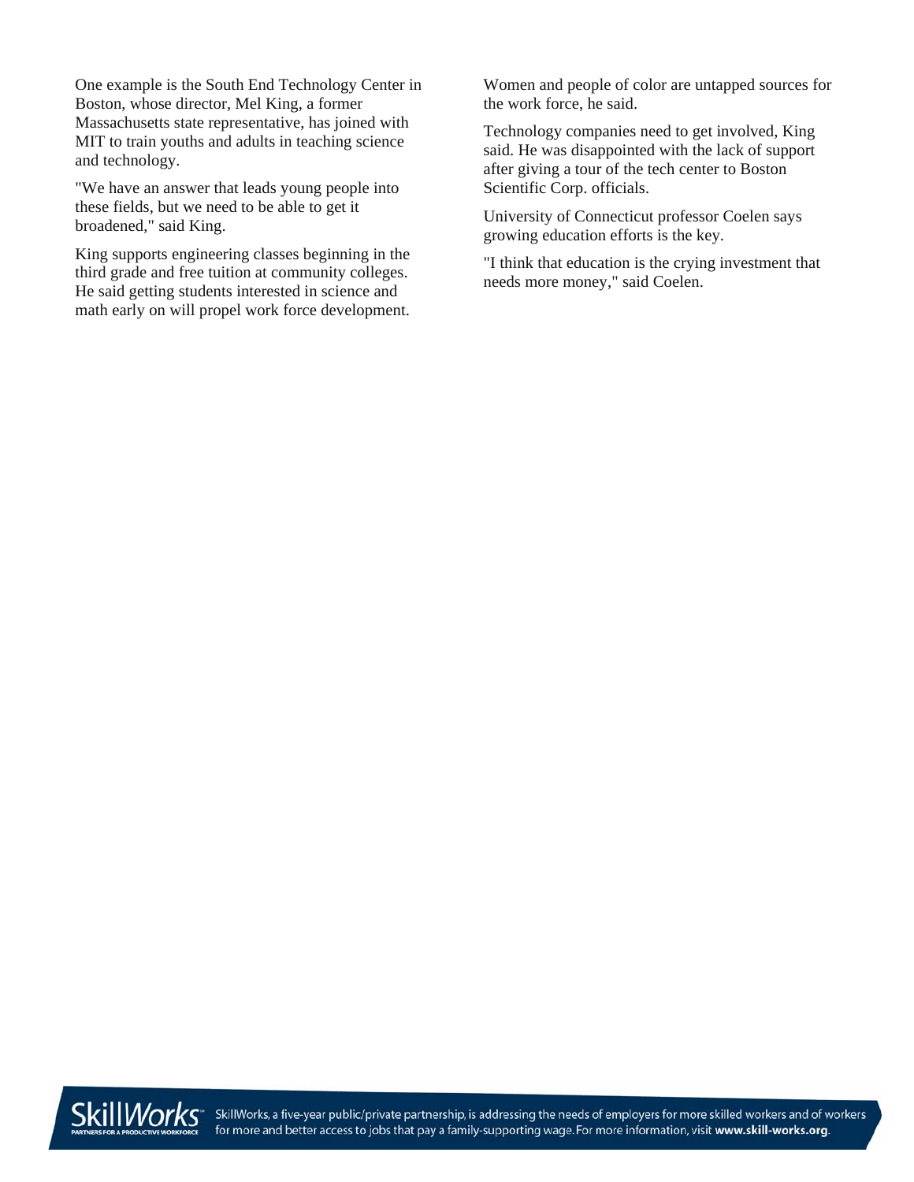One example is the South End Technology Center in Boston, whose director, Mel King, a former Massachusetts state representative, has joined with MIT to train youths and adults in teaching science and technology.

"We have an answer that leads young people into these fields, but we need to be able to get it broadened," said King.

King supports engineering classes beginning in the third grade and free tuition at community colleges. He said getting students interested in science and math early on will propel work force development.

Women and people of color are untapped sources for the work force, he said.

Technology companies need to get involved, King said. He was disappointed with the lack of support after giving a tour of the tech center to Boston Scientific Corp. officials.

University of Connecticut professor Coelen says growing education efforts is the key.

"I think that education is the crying investment that needs more money," said Coelen.

SkillWorks, a five-year public/private partnership, is addressing the needs of employers for more skilled workers and of workers for more and better access to jobs that pay a family-supporting wage. For more information, visit **www.skill-works.org**.